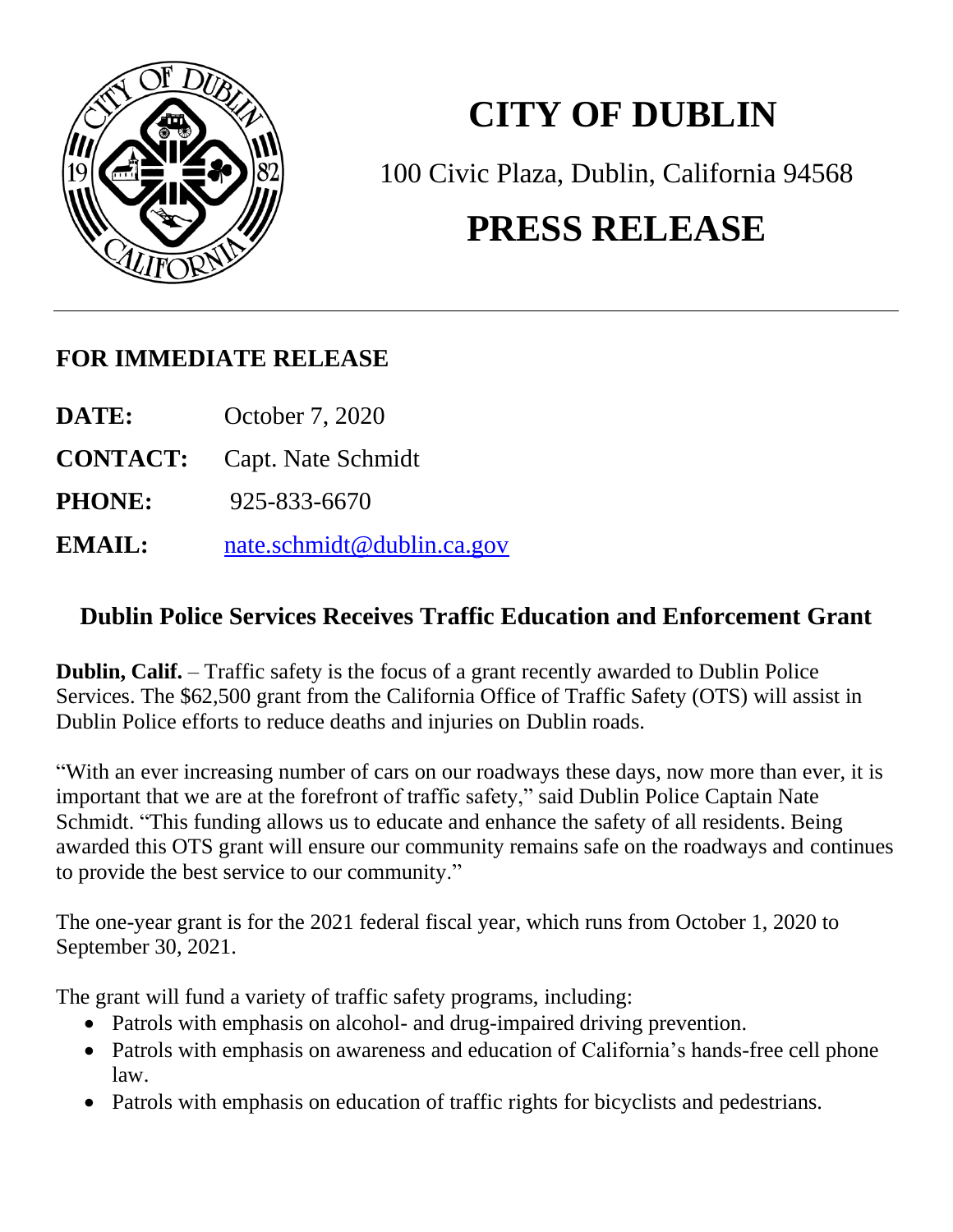# CITY OF DUBLIN

100 Civic Plaza, Dublin, California 94568

# PRESS RELEASE

---

**FOR IMMEDIATE RELEASE**

**DATE:** October 7, 2020

**CONTACT:** Capt. Nate Schmidt

**PHONE:** 925-833-6670

**EMAIL:** nate.schmidt@dublin.ca.gov

## Dublin Police Services Receives Traffic Education and Enforcement Grant

**Dublin, Calif.** – Traffic safety is the focus of a grant recently awarded to Dublin Police Services. The $62,500 grant from the California Office of Traffic Safety (OTS) will assist in Dublin Police efforts to reduce deaths and injuries on Dublin roads.

"With an ever increasing number of cars on our roadways these days, now more than ever, it is important that we are at the forefront of traffic safety," said Dublin Police Captain Nate Schmidt. "This funding allows us to educate and enhance the safety of all residents. Being awarded this OTS grant will ensure our community remains safe on the roadways and continues to provide the best service to our community."

The one-year grant is for the 2021 federal fiscal year, which runs from October 1, 2020 to September 30, 2021.

The grant will fund a variety of traffic safety programs, including:

- Patrols with emphasis on alcohol- and drug-impaired driving prevention.
- Patrols with emphasis on awareness and education of California's hands-free cell phone law.
- Patrols with emphasis on education of traffic rights for bicyclists and pedestrians.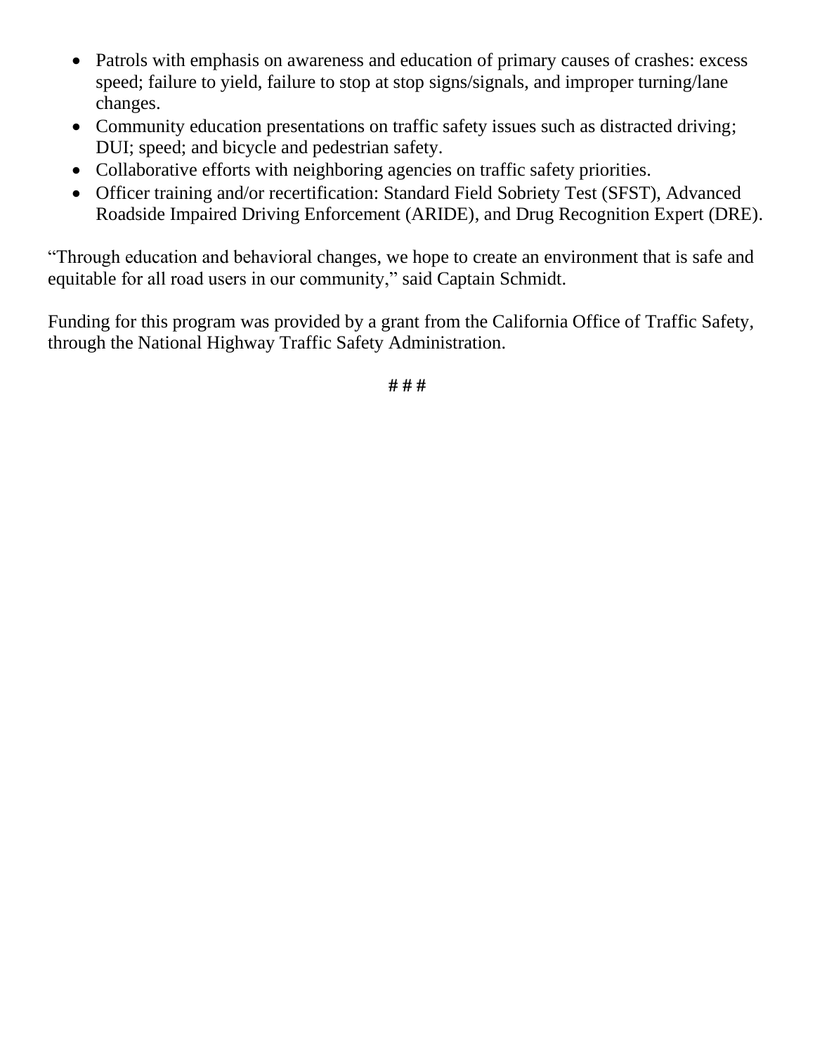- Patrols with emphasis on awareness and education of primary causes of crashes: excess speed; failure to yield, failure to stop at stop signs/signals, and improper turning/lane changes.
- Community education presentations on traffic safety issues such as distracted driving; DUI; speed; and bicycle and pedestrian safety.
- Collaborative efforts with neighboring agencies on traffic safety priorities.
- Officer training and/or recertification: Standard Field Sobriety Test (SFST), Advanced Roadside Impaired Driving Enforcement (ARIDE), and Drug Recognition Expert (DRE).

"Through education and behavioral changes, we hope to create an environment that is safe and equitable for all road users in our community," said Captain Schmidt.

Funding for this program was provided by a grant from the California Office of Traffic Safety, through the National Highway Traffic Safety Administration.

# # #